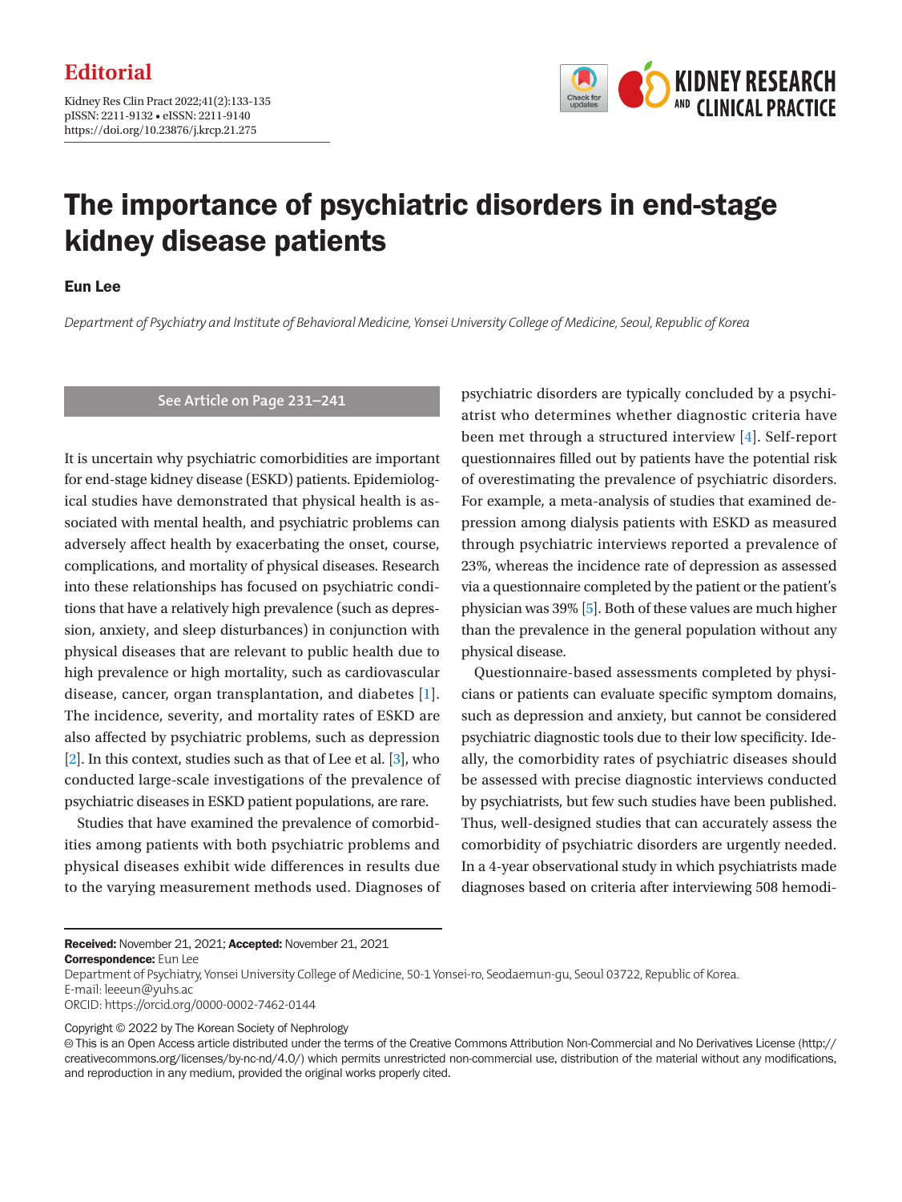**Editorial**

Kidney Res Clin Pract 2022;41(2):133-135
pISSN: 2211-9132 • eISSN: 2211-9140
https://doi.org/10.23876/j.krcp.21.275

# The importance of psychiatric disorders in end-stage kidney disease patients

**Eun Lee**

*Department of Psychiatry and Institute of Behavioral Medicine, Yonsei University College of Medicine, Seoul, Republic of Korea*

See Article on Page 231–241

It is uncertain why psychiatric comorbidities are important for end-stage kidney disease (ESKD) patients. Epidemiological studies have demonstrated that physical health is associated with mental health, and psychiatric problems can adversely affect health by exacerbating the onset, course, complications, and mortality of physical diseases. Research into these relationships has focused on psychiatric conditions that have a relatively high prevalence (such as depression, anxiety, and sleep disturbances) in conjunction with physical diseases that are relevant to public health due to high prevalence or high mortality, such as cardiovascular disease, cancer, organ transplantation, and diabetes [1]. The incidence, severity, and mortality rates of ESKD are also affected by psychiatric problems, such as depression [2]. In this context, studies such as that of Lee et al. [3], who conducted large-scale investigations of the prevalence of psychiatric diseases in ESKD patient populations, are rare.

Studies that have examined the prevalence of comorbidities among patients with both psychiatric problems and physical diseases exhibit wide differences in results due to the varying measurement methods used. Diagnoses of psychiatric disorders are typically concluded by a psychiatrist who determines whether diagnostic criteria have been met through a structured interview [4]. Self-report questionnaires filled out by patients have the potential risk of overestimating the prevalence of psychiatric disorders. For example, a meta-analysis of studies that examined depression among dialysis patients with ESKD as measured through psychiatric interviews reported a prevalence of 23%, whereas the incidence rate of depression as assessed via a questionnaire completed by the patient or the patient's physician was 39% [5]. Both of these values are much higher than the prevalence in the general population without any physical disease.

Questionnaire-based assessments completed by physicians or patients can evaluate specific symptom domains, such as depression and anxiety, but cannot be considered psychiatric diagnostic tools due to their low specificity. Ideally, the comorbidity rates of psychiatric diseases should be assessed with precise diagnostic interviews conducted by psychiatrists, but few such studies have been published. Thus, well-designed studies that can accurately assess the comorbidity of psychiatric disorders are urgently needed. In a 4-year observational study in which psychiatrists made diagnoses based on criteria after interviewing 508 hemodi-

**Received:** November 21, 2021; **Accepted:** November 21, 2021
**Correspondence:** Eun Lee
Department of Psychiatry, Yonsei University College of Medicine, 50-1 Yonsei-ro, Seodaemun-gu, Seoul 03722, Republic of Korea.
E-mail: leeeun@yuhs.ac
ORCID: https://orcid.org/0000-0002-7462-0144

Copyright © 2022 by The Korean Society of Nephrology
This is an Open Access article distributed under the terms of the Creative Commons Attribution Non-Commercial and No Derivatives License (http://creativecommons.org/licenses/by-nc-nd/4.0/) which permits unrestricted non-commercial use, distribution of the material without any modifications, and reproduction in any medium, provided the original works properly cited.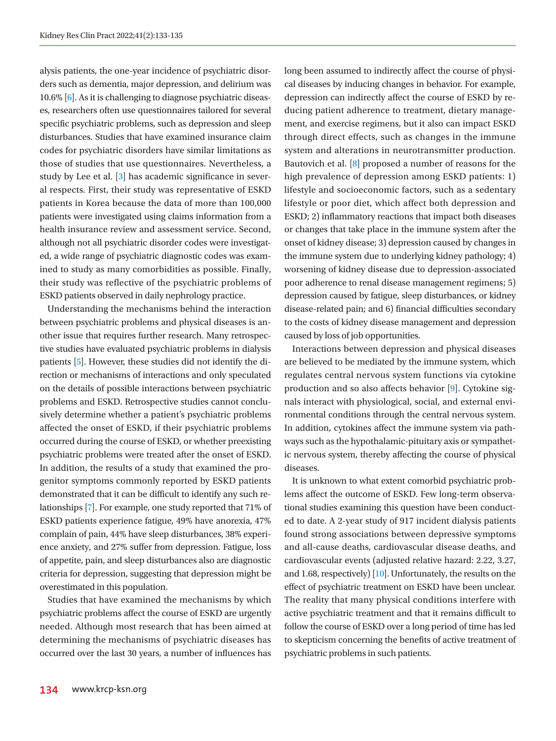alysis patients, the one-year incidence of psychiatric disorders such as dementia, major depression, and delirium was 10.6% [6]. As it is challenging to diagnose psychiatric diseases, researchers often use questionnaires tailored for several specific psychiatric problems, such as depression and sleep disturbances. Studies that have examined insurance claim codes for psychiatric disorders have similar limitations as those of studies that use questionnaires. Nevertheless, a study by Lee et al. [3] has academic significance in several respects. First, their study was representative of ESKD patients in Korea because the data of more than 100,000 patients were investigated using claims information from a health insurance review and assessment service. Second, although not all psychiatric disorder codes were investigated, a wide range of psychiatric diagnostic codes was examined to study as many comorbidities as possible. Finally, their study was reflective of the psychiatric problems of ESKD patients observed in daily nephrology practice.

Understanding the mechanisms behind the interaction between psychiatric problems and physical diseases is another issue that requires further research. Many retrospective studies have evaluated psychiatric problems in dialysis patients [5]. However, these studies did not identify the direction or mechanisms of interactions and only speculated on the details of possible interactions between psychiatric problems and ESKD. Retrospective studies cannot conclusively determine whether a patient's psychiatric problems affected the onset of ESKD, if their psychiatric problems occurred during the course of ESKD, or whether preexisting psychiatric problems were treated after the onset of ESKD. In addition, the results of a study that examined the progenitor symptoms commonly reported by ESKD patients demonstrated that it can be difficult to identify any such relationships [7]. For example, one study reported that 71% of ESKD patients experience fatigue, 49% have anorexia, 47% complain of pain, 44% have sleep disturbances, 38% experience anxiety, and 27% suffer from depression. Fatigue, loss of appetite, pain, and sleep disturbances also are diagnostic criteria for depression, suggesting that depression might be overestimated in this population.

Studies that have examined the mechanisms by which psychiatric problems affect the course of ESKD are urgently needed. Although most research that has been aimed at determining the mechanisms of psychiatric diseases has occurred over the last 30 years, a number of influences has long been assumed to indirectly affect the course of physical diseases by inducing changes in behavior. For example, depression can indirectly affect the course of ESKD by reducing patient adherence to treatment, dietary management, and exercise regimens, but it also can impact ESKD through direct effects, such as changes in the immune system and alterations in neurotransmitter production. Bautovich et al. [8] proposed a number of reasons for the high prevalence of depression among ESKD patients: 1) lifestyle and socioeconomic factors, such as a sedentary lifestyle or poor diet, which affect both depression and ESKD; 2) inflammatory reactions that impact both diseases or changes that take place in the immune system after the onset of kidney disease; 3) depression caused by changes in the immune system due to underlying kidney pathology; 4) worsening of kidney disease due to depression-associated poor adherence to renal disease management regimens; 5) depression caused by fatigue, sleep disturbances, or kidney disease-related pain; and 6) financial difficulties secondary to the costs of kidney disease management and depression caused by loss of job opportunities.

Interactions between depression and physical diseases are believed to be mediated by the immune system, which regulates central nervous system functions via cytokine production and so also affects behavior [9]. Cytokine signals interact with physiological, social, and external environmental conditions through the central nervous system. In addition, cytokines affect the immune system via pathways such as the hypothalamic-pituitary axis or sympathetic nervous system, thereby affecting the course of physical diseases.

It is unknown to what extent comorbid psychiatric problems affect the outcome of ESKD. Few long-term observational studies examining this question have been conducted to date. A 2-year study of 917 incident dialysis patients found strong associations between depressive symptoms and all-cause deaths, cardiovascular disease deaths, and cardiovascular events (adjusted relative hazard: 2.22, 3.27, and 1.68, respectively) [10]. Unfortunately, the results on the effect of psychiatric treatment on ESKD have been unclear. The reality that many physical conditions interfere with active psychiatric treatment and that it remains difficult to follow the course of ESKD over a long period of time has led to skepticism concerning the benefits of active treatment of psychiatric problems in such patients.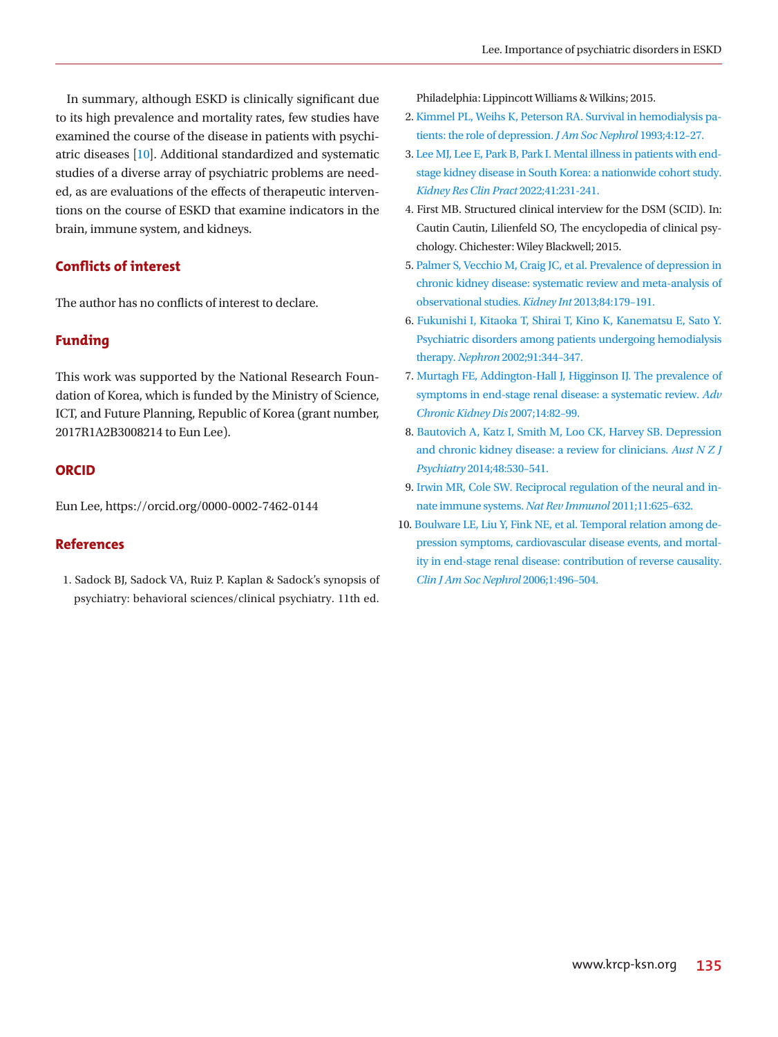In summary, although ESKD is clinically significant due to its high prevalence and mortality rates, few studies have examined the course of the disease in patients with psychiatric diseases [10]. Additional standardized and systematic studies of a diverse array of psychiatric problems are needed, as are evaluations of the effects of therapeutic interventions on the course of ESKD that examine indicators in the brain, immune system, and kidneys.

## Conflicts of interest

The author has no conflicts of interest to declare.

## Funding

This work was supported by the National Research Foundation of Korea, which is funded by the Ministry of Science, ICT, and Future Planning, Republic of Korea (grant number, 2017R1A2B3008214 to Eun Lee).

## ORCID

Eun Lee, https://orcid.org/0000-0002-7462-0144

## References

1. Sadock BJ, Sadock VA, Ruiz P. Kaplan & Sadock's synopsis of psychiatry: behavioral sciences/clinical psychiatry. 11th ed. Philadelphia: Lippincott Williams & Wilkins; 2015.
2. Kimmel PL, Weihs K, Peterson RA. Survival in hemodialysis patients: the role of depression. *J Am Soc Nephrol* 1993;4:12–27.
3. Lee MJ, Lee E, Park B, Park I. Mental illness in patients with end-stage kidney disease in South Korea: a nationwide cohort study. *Kidney Res Clin Pract* 2022;41:231-241.
4. First MB. Structured clinical interview for the DSM (SCID). In: Cautin Cautin, Lilienfeld SO, The encyclopedia of clinical psychology. Chichester: Wiley Blackwell; 2015.
5. Palmer S, Vecchio M, Craig JC, et al. Prevalence of depression in chronic kidney disease: systematic review and meta-analysis of observational studies. *Kidney Int* 2013;84:179–191.
6. Fukunishi I, Kitaoka T, Shirai T, Kino K, Kanematsu E, Sato Y. Psychiatric disorders among patients undergoing hemodialysis therapy. *Nephron* 2002;91:344–347.
7. Murtagh FE, Addington-Hall J, Higginson IJ. The prevalence of symptoms in end-stage renal disease: a systematic review. *Adv Chronic Kidney Dis* 2007;14:82–99.
8. Bautovich A, Katz I, Smith M, Loo CK, Harvey SB. Depression and chronic kidney disease: a review for clinicians. *Aust N Z J Psychiatry* 2014;48:530–541.
9. Irwin MR, Cole SW. Reciprocal regulation of the neural and innate immune systems. *Nat Rev Immunol* 2011;11:625–632.
10. Boulware LE, Liu Y, Fink NE, et al. Temporal relation among depression symptoms, cardiovascular disease events, and mortality in end-stage renal disease: contribution of reverse causality. *Clin J Am Soc Nephrol* 2006;1:496–504.